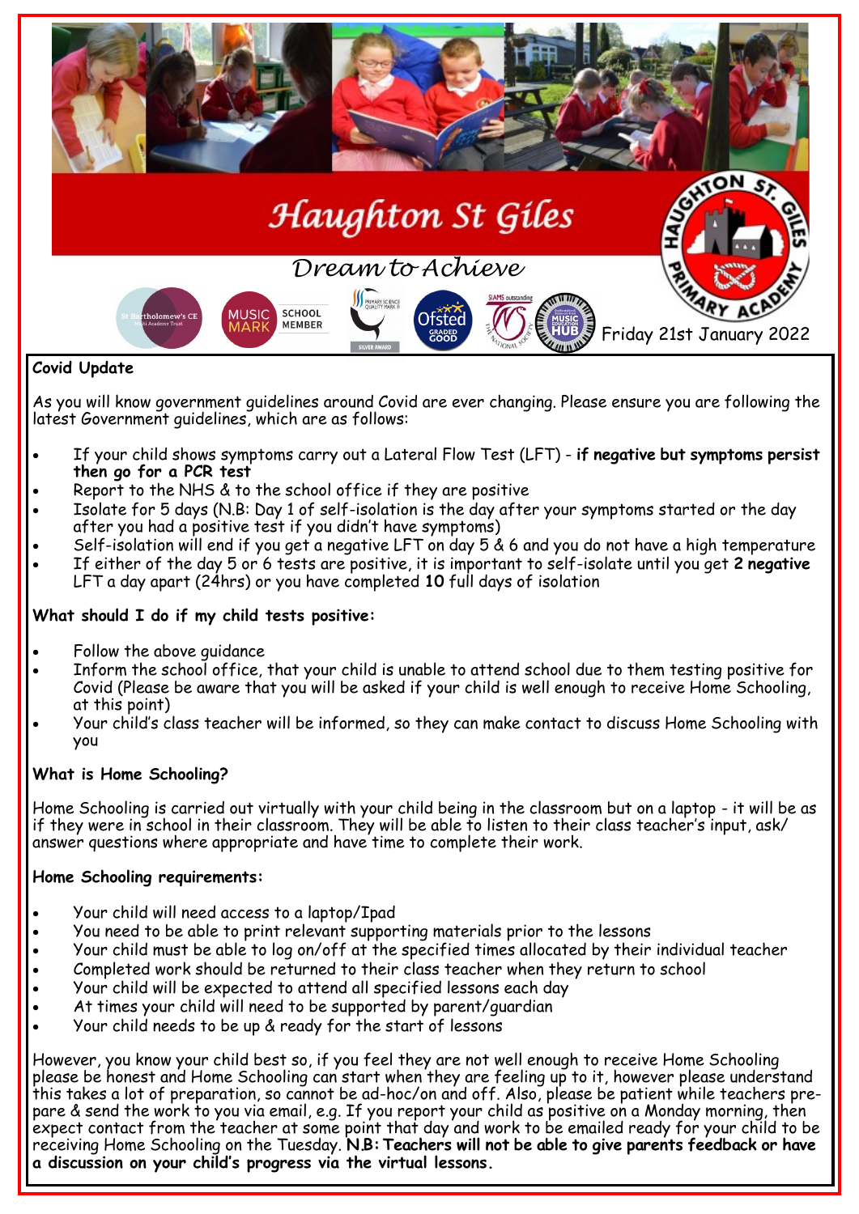# Haughton St Giles

*Dream to Achieve*

Friday 21st January 2022

## Covid Update

As you will know government guidelines around Covid are ever changing. Please ensure you are following the latest Government guidelines, which are as follows:

- If your child shows symptoms carry out a Lateral Flow Test (LFT) - **if negative but symptoms persist then go for a PCR test**
- Report to the NHS & to the school office if they are positive
- Isolate for 5 days (N.B: Day 1 of self-isolation is the day after your symptoms started or the day after you had a positive test if you didn't have symptoms)
- Self-isolation will end if you get a negative LFT on day 5 & 6 and you do not have a high temperature
- If either of the day 5 or 6 tests are positive, it is important to self-isolate until you get **2 negative** LFT a day apart (24hrs) or you have completed **10** full days of isolation

## What should I do if my child tests positive:

- Follow the above guidance
- Inform the school office, that your child is unable to attend school due to them testing positive for Covid (Please be aware that you will be asked if your child is well enough to receive Home Schooling, at this point)
- Your child's class teacher will be informed, so they can make contact to discuss Home Schooling with you

## What is Home Schooling?

Home Schooling is carried out virtually with your child being in the classroom but on a laptop - it will be as if they were in school in their classroom. They will be able to listen to their class teacher's input, ask/answer questions where appropriate and have time to complete their work.

## Home Schooling requirements:

- Your child will need access to a laptop/Ipad
- You need to be able to print relevant supporting materials prior to the lessons
- Your child must be able to log on/off at the specified times allocated by their individual teacher
- Completed work should be returned to their class teacher when they return to school
- Your child will be expected to attend all specified lessons each day
- At times your child will need to be supported by parent/guardian
- Your child needs to be up & ready for the start of lessons

However, you know your child best so, if you feel they are not well enough to receive Home Schooling please be honest and Home Schooling can start when they are feeling up to it, however please understand this takes a lot of preparation, so cannot be ad-hoc/on and off. Also, please be patient while teachers prepare & send the work to you via email, e.g. If you report your child as positive on a Monday morning, then expect contact from the teacher at some point that day and work to be emailed ready for your child to be receiving Home Schooling on the Tuesday. **N.B: Teachers will not be able to give parents feedback or have a discussion on your child's progress via the virtual lessons.**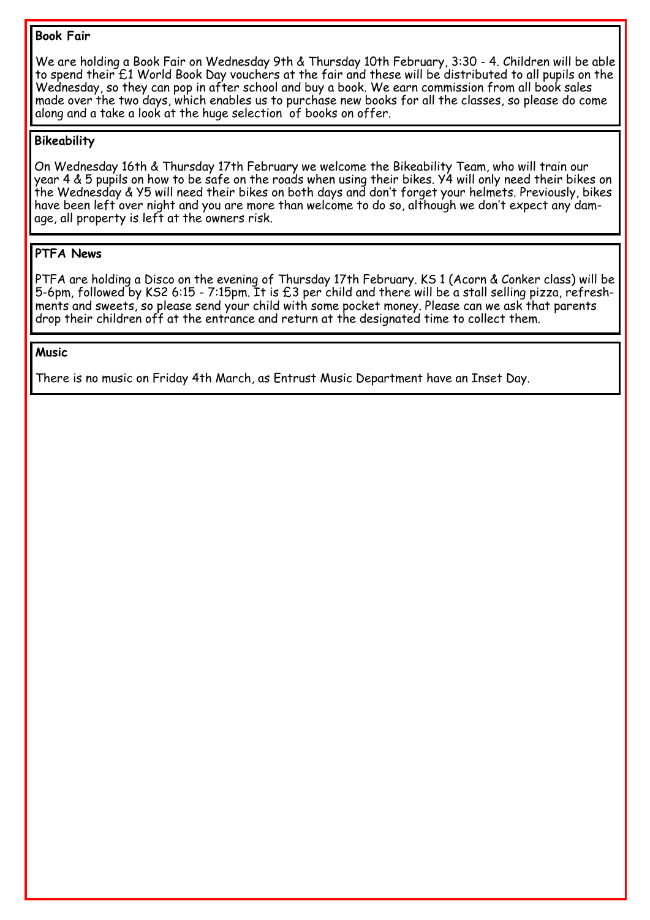**Book Fair**

We are holding a Book Fair on Wednesday 9th & Thursday 10th February, 3:30 - 4. Children will be able to spend their £1 World Book Day vouchers at the fair and these will be distributed to all pupils on the Wednesday, so they can pop in after school and buy a book. We earn commission from all book sales made over the two days, which enables us to purchase new books for all the classes, so please do come along and a take a look at the huge selection of books on offer.

**Bikeability**

On Wednesday 16th & Thursday 17th February we welcome the Bikeability Team, who will train our year 4 & 5 pupils on how to be safe on the roads when using their bikes. Y4 will only need their bikes on the Wednesday & Y5 will need their bikes on both days and don't forget your helmets. Previously, bikes have been left over night and you are more than welcome to do so, although we don't expect any damage, all property is left at the owners risk.

**PTFA News**

PTFA are holding a Disco on the evening of Thursday 17th February. KS 1 (Acorn & Conker class) will be 5-6pm, followed by KS2 6:15 - 7:15pm. It is £3 per child and there will be a stall selling pizza, refreshments and sweets, so please send your child with some pocket money. Please can we ask that parents drop their children off at the entrance and return at the designated time to collect them.

**Music**

There is no music on Friday 4th March, as Entrust Music Department have an Inset Day.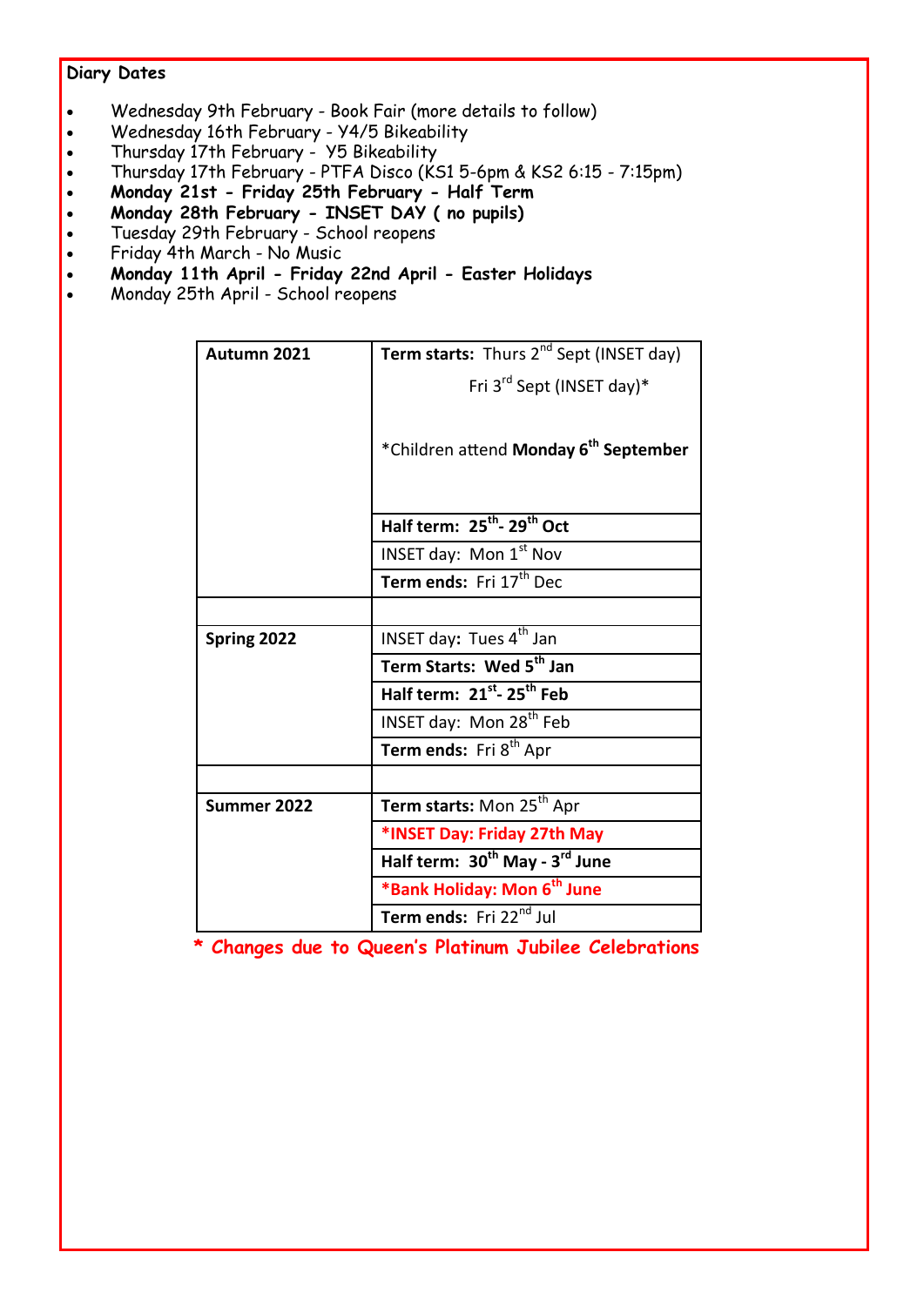**Diary Dates**

- Wednesday 9th February - Book Fair (more details to follow)
- Wednesday 16th February - Y4/5 Bikeability
- Thursday 17th February - Y5 Bikeability
- Thursday 17th February - PTFA Disco (KS1 5-6pm & KS2 6:15 - 7:15pm)
- **Monday 21st - Friday 25th February - Half Term**
- **Monday 28th February - INSET DAY ( no pupils)**
- Tuesday 29th February - School reopens
- Friday 4th March - No Music
- **Monday 11th April - Friday 22nd April - Easter Holidays**
- Monday 25th April - School reopens

| | |
|---|---|
| **Autumn 2021** | **Term starts:** Thurs 2nd Sept (INSET day)<br>Fri 3rd Sept (INSET day)*<br><br>*Children attend **Monday 6th September** |
| | **Half term: 25th- 29th Oct** |
| | INSET day: Mon 1st Nov |
| | **Term ends:** Fri 17th Dec |
| | |
| **Spring 2022** | INSET day: Tues 4th Jan |
| | **Term Starts: Wed 5th Jan** |
| | **Half term: 21st- 25th Feb** |
| | INSET day: Mon 28th Feb |
| | **Term ends:** Fri 8th Apr |
| | |
| **Summer 2022** | **Term starts:** Mon 25th Apr |
| | ***INSET Day: Friday 27th May** |
| | **Half term: 30th May - 3rd June** |
| | ***Bank Holiday: Mon 6th June** |
| | **Term ends:** Fri 22nd Jul |

*** Changes due to Queen's Platinum Jubilee Celebrations**